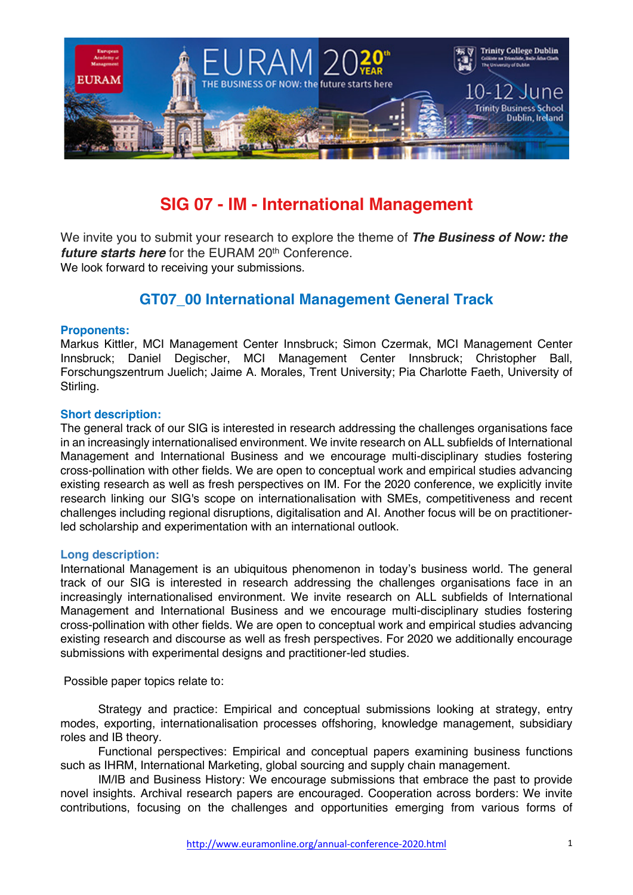# SIG 07 - IM - International Management

We invite you to submit your research to explore the theme of ***The Business of Now: the future starts here*** for the EURAM 20th Conference.
We look forward to receiving your submissions.

## GT07_00 International Management General Track

### Proponents:

Markus Kittler, MCI Management Center Innsbruck; Simon Czermak, MCI Management Center Innsbruck; Daniel Degischer, MCI Management Center Innsbruck; Christopher Ball, Forschungszentrum Juelich; Jaime A. Morales, Trent University; Pia Charlotte Faeth, University of Stirling.

### Short description:

The general track of our SIG is interested in research addressing the challenges organisations face in an increasingly internationalised environment. We invite research on ALL subfields of International Management and International Business and we encourage multi-disciplinary studies fostering cross-pollination with other fields. We are open to conceptual work and empirical studies advancing existing research as well as fresh perspectives on IM. For the 2020 conference, we explicitly invite research linking our SIG's scope on internationalisation with SMEs, competitiveness and recent challenges including regional disruptions, digitalisation and AI. Another focus will be on practitioner-led scholarship and experimentation with an international outlook.

### Long description:

International Management is an ubiquitous phenomenon in today's business world. The general track of our SIG is interested in research addressing the challenges organisations face in an increasingly internationalised environment. We invite research on ALL subfields of International Management and International Business and we encourage multi-disciplinary studies fostering cross-pollination with other fields. We are open to conceptual work and empirical studies advancing existing research and discourse as well as fresh perspectives. For 2020 we additionally encourage submissions with experimental designs and practitioner-led studies.

Possible paper topics relate to:

Strategy and practice: Empirical and conceptual submissions looking at strategy, entry modes, exporting, internationalisation processes offshoring, knowledge management, subsidiary roles and IB theory.

Functional perspectives: Empirical and conceptual papers examining business functions such as IHRM, International Marketing, global sourcing and supply chain management.

IM/IB and Business History: We encourage submissions that embrace the past to provide novel insights. Archival research papers are encouraged. Cooperation across borders: We invite contributions, focusing on the challenges and opportunities emerging from various forms of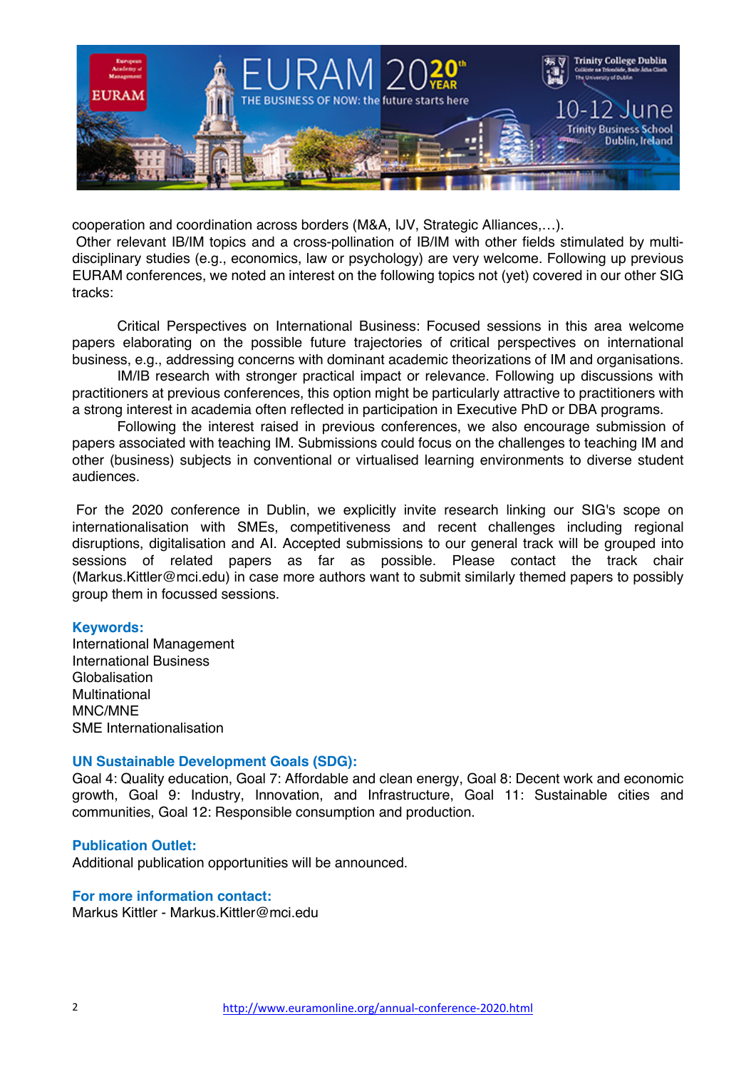cooperation and coordination across borders (M&A, IJV, Strategic Alliances,…).

Other relevant IB/IM topics and a cross-pollination of IB/IM with other fields stimulated by multi-disciplinary studies (e.g., economics, law or psychology) are very welcome. Following up previous EURAM conferences, we noted an interest on the following topics not (yet) covered in our other SIG tracks:

Critical Perspectives on International Business: Focused sessions in this area welcome papers elaborating on the possible future trajectories of critical perspectives on international business, e.g., addressing concerns with dominant academic theorizations of IM and organisations.

IM/IB research with stronger practical impact or relevance. Following up discussions with practitioners at previous conferences, this option might be particularly attractive to practitioners with a strong interest in academia often reflected in participation in Executive PhD or DBA programs.

Following the interest raised in previous conferences, we also encourage submission of papers associated with teaching IM. Submissions could focus on the challenges to teaching IM and other (business) subjects in conventional or virtualised learning environments to diverse student audiences.

For the 2020 conference in Dublin, we explicitly invite research linking our SIG's scope on internationalisation with SMEs, competitiveness and recent challenges including regional disruptions, digitalisation and AI. Accepted submissions to our general track will be grouped into sessions of related papers as far as possible. Please contact the track chair (Markus.Kittler@mci.edu) in case more authors want to submit similarly themed papers to possibly group them in focussed sessions.

### Keywords:

International Management
International Business
Globalisation
Multinational
MNC/MNE
SME Internationalisation

### UN Sustainable Development Goals (SDG):

Goal 4: Quality education, Goal 7: Affordable and clean energy, Goal 8: Decent work and economic growth, Goal 9: Industry, Innovation, and Infrastructure, Goal 11: Sustainable cities and communities, Goal 12: Responsible consumption and production.

### Publication Outlet:

Additional publication opportunities will be announced.

### For more information contact:

Markus Kittler - Markus.Kittler@mci.edu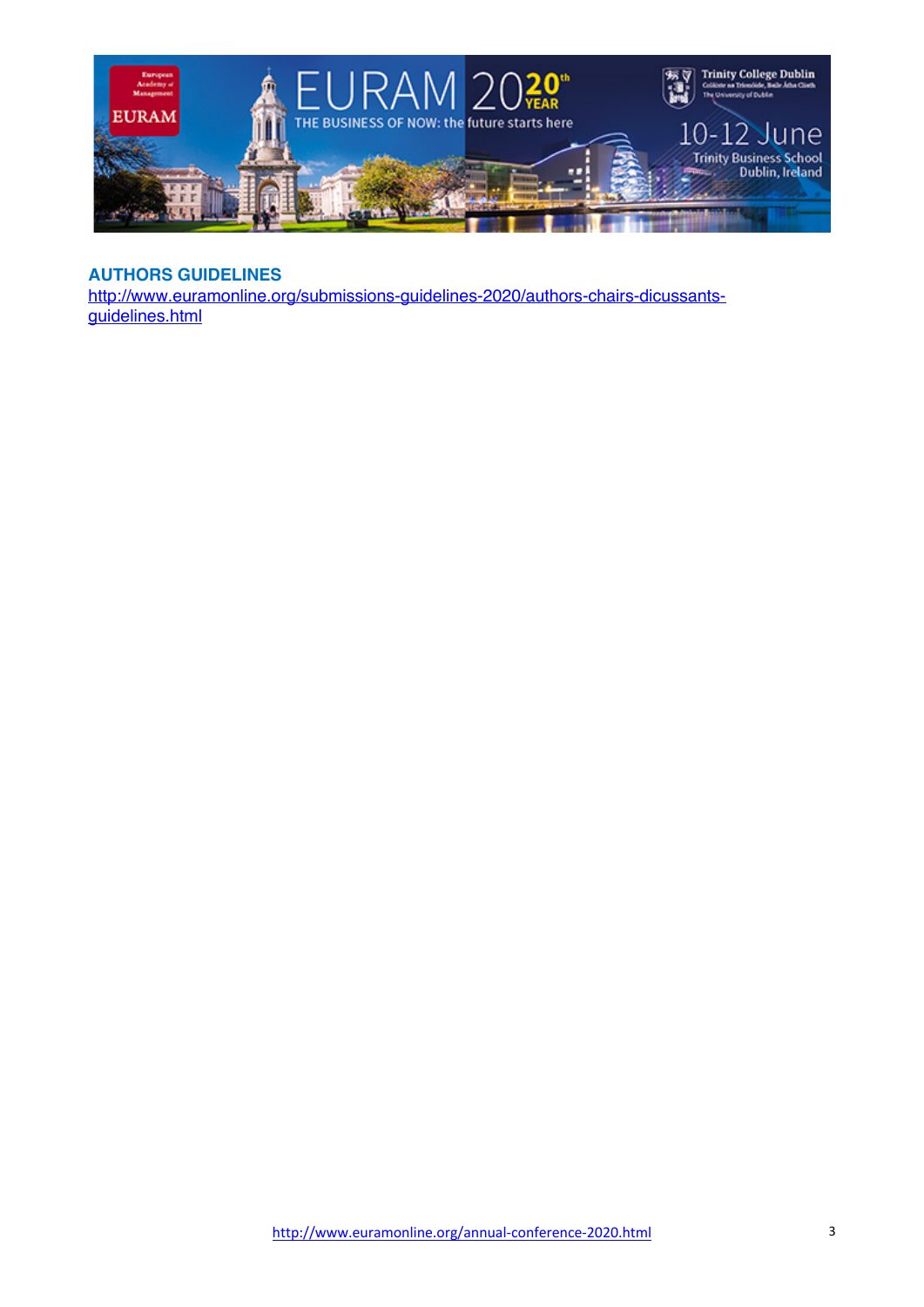## AUTHORS GUIDELINES

http://www.euramonline.org/submissions-guidelines-2020/authors-chairs-dicussants-guidelines.html